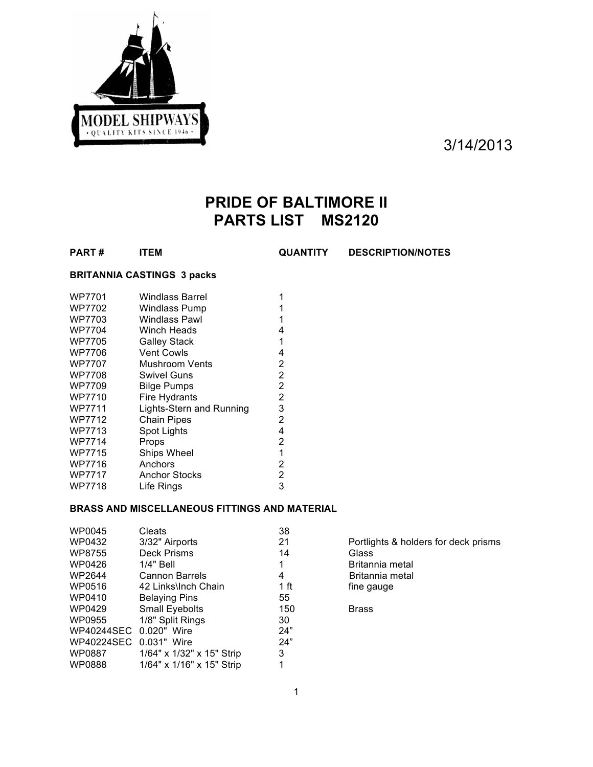3/14/2013

# PRIDE OF BALTIMORE II
# PARTS LIST MS2120

| PART # | ITEM | QUANTITY | DESCRIPTION/NOTES |
|---|---|---|---|
| **BRITANNIA CASTINGS 3 packs** | | | |
| WP7701 | Windlass Barrel | 1 | |
| WP7702 | Windlass Pump | 1 | |
| WP7703 | Windlass Pawl | 1 | |
| WP7704 | Winch Heads | 4 | |
| WP7705 | Galley Stack | 1 | |
| WP7706 | Vent Cowls | 4 | |
| WP7707 | Mushroom Vents | 2 | |
| WP7708 | Swivel Guns | 2 | |
| WP7709 | Bilge Pumps | 2 | |
| WP7710 | Fire Hydrants | 2 | |
| WP7711 | Lights-Stern and Running | 3 | |
| WP7712 | Chain Pipes | 2 | |
| WP7713 | Spot Lights | 4 | |
| WP7714 | Props | 2 | |
| WP7715 | Ships Wheel | 1 | |
| WP7716 | Anchors | 2 | |
| WP7717 | Anchor Stocks | 2 | |
| WP7718 | Life Rings | 3 | |
| **BRASS AND MISCELLANEOUS FITTINGS AND MATERIAL** | | | |
| WP0045 | Cleats | 38 | |
| WP0432 | 3/32" Airports | 21 | Portlights & holders for deck prisms |
| WP8755 | Deck Prisms | 14 | Glass |
| WP0426 | 1/4" Bell | 1 | Britannia metal |
| WP2644 | Cannon Barrels | 4 | Britannia metal |
| WP0516 | 42 Links\Inch Chain | 1 ft | fine gauge |
| WP0410 | Belaying Pins | 55 | |
| WP0429 | Small Eyebolts | 150 | Brass |
| WP0955 | 1/8" Split Rings | 30 | |
| WP40244SEC | 0.020" Wire | 24" | |
| WP40224SEC | 0.031" Wire | 24" | |
| WP0887 | 1/64" x 1/32" x 15" Strip | 3 | |
| WP0888 | 1/64" x 1/16" x 15" Strip | 1 | |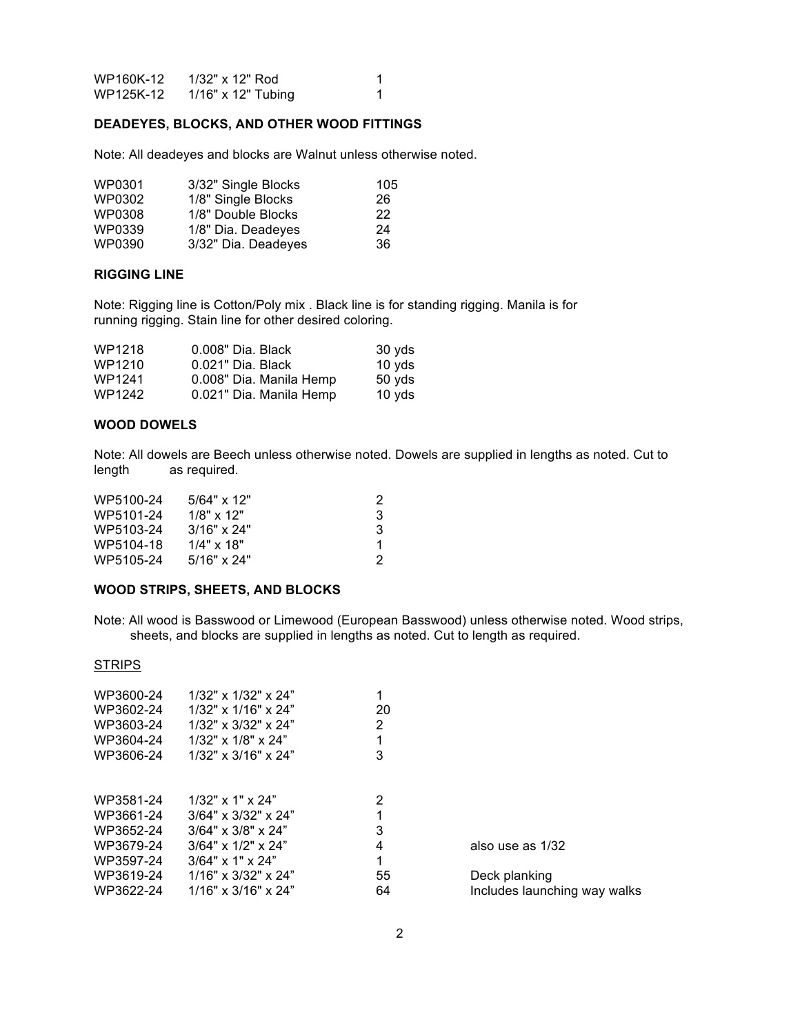| | | |
|---|---|---|
| WP160K-12 | 1/32" x 12" Rod | 1 |
| WP125K-12 | 1/16" x 12" Tubing | 1 |

**DEADEYES, BLOCKS, AND OTHER WOOD FITTINGS**

Note: All deadeyes and blocks are Walnut unless otherwise noted.

| | | |
|---|---|---|
| WP0301 | 3/32" Single Blocks | 105 |
| WP0302 | 1/8" Single Blocks | 26 |
| WP0308 | 1/8" Double Blocks | 22 |
| WP0339 | 1/8" Dia. Deadeyes | 24 |
| WP0390 | 3/32" Dia. Deadeyes | 36 |

**RIGGING LINE**

Note: Rigging line is Cotton/Poly mix . Black line is for standing rigging. Manila is for running rigging. Stain line for other desired coloring.

| | | |
|---|---|---|
| WP1218 | 0.008" Dia. Black | 30 yds |
| WP1210 | 0.021" Dia. Black | 10 yds |
| WP1241 | 0.008" Dia. Manila Hemp | 50 yds |
| WP1242 | 0.021" Dia. Manila Hemp | 10 yds |

**WOOD DOWELS**

Note: All dowels are Beech unless otherwise noted. Dowels are supplied in lengths as noted. Cut to length as required.

| | | |
|---|---|---|
| WP5100-24 | 5/64" x 12" | 2 |
| WP5101-24 | 1/8" x 12" | 3 |
| WP5103-24 | 3/16" x 24" | 3 |
| WP5104-18 | 1/4" x 18" | 1 |
| WP5105-24 | 5/16" x 24" | 2 |

**WOOD STRIPS, SHEETS, AND BLOCKS**

Note: All wood is Basswood or Limewood (European Basswood) unless otherwise noted. Wood strips, sheets, and blocks are supplied in lengths as noted. Cut to length as required.

STRIPS

| | | | |
|---|---|---|---|
| WP3600-24 | 1/32" x 1/32" x 24" | 1 | |
| WP3602-24 | 1/32" x 1/16" x 24" | 20 | |
| WP3603-24 | 1/32" x 3/32" x 24" | 2 | |
| WP3604-24 | 1/32" x 1/8" x 24" | 1 | |
| WP3606-24 | 1/32" x 3/16" x 24" | 3 | |
| | | | |
| WP3581-24 | 1/32" x 1" x 24" | 2 | |
| WP3661-24 | 3/64" x 3/32" x 24" | 1 | |
| WP3652-24 | 3/64" x 3/8" x 24" | 3 | |
| WP3679-24 | 3/64" x 1/2" x 24" | 4 | also use as 1/32 |
| WP3597-24 | 3/64" x 1" x 24" | 1 | |
| WP3619-24 | 1/16" x 3/32" x 24" | 55 | Deck planking |
| WP3622-24 | 1/16" x 3/16" x 24" | 64 | Includes launching way walks |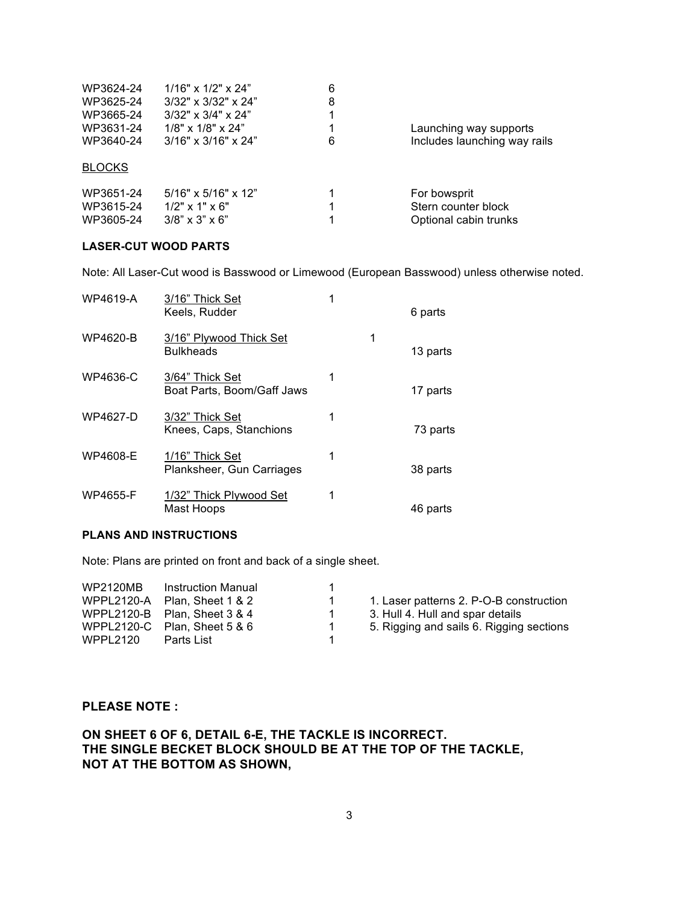| | | | |
|---|---|---|---|
| WP3624-24 | 1/16" x 1/2" x 24" | 6 | |
| WP3625-24 | 3/32" x 3/32" x 24" | 8 | |
| WP3665-24 | 3/32" x 3/4" x 24" | 1 | |
| WP3631-24 | 1/8" x 1/8" x 24" | 1 | Launching way supports |
| WP3640-24 | 3/16" x 3/16" x 24" | 6 | Includes launching way rails |

BLOCKS

| | | | |
|---|---|---|---|
| WP3651-24 | 5/16" x 5/16" x 12" | 1 | For bowsprit |
| WP3615-24 | 1/2" x 1" x 6" | 1 | Stern counter block |
| WP3605-24 | 3/8" x 3" x 6" | 1 | Optional cabin trunks |

**LASER-CUT WOOD PARTS**

Note: All Laser-Cut wood is Basswood or Limewood (European Basswood) unless otherwise noted.

| | | | |
|---|---|---|---|
| WP4619-A | 3/16" Thick Set<br>Keels, Rudder | 1 | 6 parts |
| WP4620-B | 3/16" Plywood Thick Set<br>Bulkheads | 1 | 13 parts |
| WP4636-C | 3/64" Thick Set<br>Boat Parts, Boom/Gaff Jaws | 1 | 17 parts |
| WP4627-D | 3/32" Thick Set<br>Knees, Caps, Stanchions | 1 | 73 parts |
| WP4608-E | 1/16" Thick Set<br>Planksheer, Gun Carriages | 1 | 38 parts |
| WP4655-F | 1/32" Thick Plywood Set<br>Mast Hoops | 1 | 46 parts |

**PLANS AND INSTRUCTIONS**

Note: Plans are printed on front and back of a single sheet.

| | | | |
|---|---|---|---|
| WP2120MB | Instruction Manual | 1 | |
| WPPL2120-A | Plan, Sheet 1 & 2 | 1 | 1. Laser patterns 2. P-O-B construction |
| WPPL2120-B | Plan, Sheet 3 & 4 | 1 | 3. Hull 4. Hull and spar details |
| WPPL2120-C | Plan, Sheet 5 & 6 | 1 | 5. Rigging and sails 6. Rigging sections |
| WPPL2120 | Parts List | 1 | |

**PLEASE NOTE :**

**ON SHEET 6 OF 6, DETAIL 6-E, THE TACKLE IS INCORRECT. THE SINGLE BECKET BLOCK SHOULD BE AT THE TOP OF THE TACKLE, NOT AT THE BOTTOM AS SHOWN,**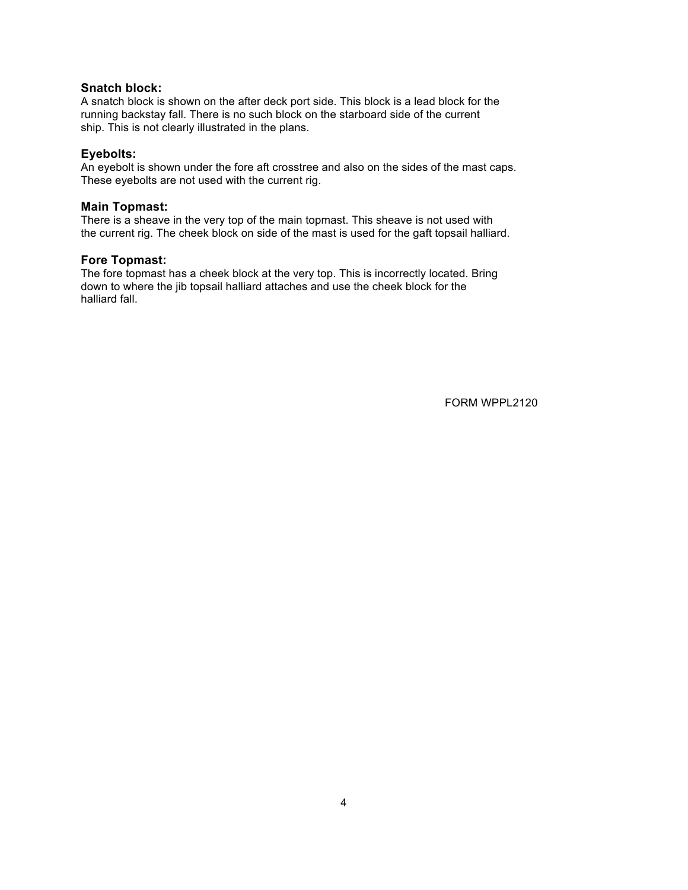**Snatch block:**
A snatch block is shown on the after deck port side. This block is a lead block for the running backstay fall. There is no such block on the starboard side of the current ship. This is not clearly illustrated in the plans.

**Eyebolts:**
An eyebolt is shown under the fore aft crosstree and also on the sides of the mast caps. These eyebolts are not used with the current rig.

**Main Topmast:**
There is a sheave in the very top of the main topmast. This sheave is not used with the current rig. The cheek block on side of the mast is used for the gaft topsail halliard.

**Fore Topmast:**
The fore topmast has a cheek block at the very top. This is incorrectly located. Bring down to where the jib topsail halliard attaches and use the cheek block for the halliard fall.

FORM WPPL2120